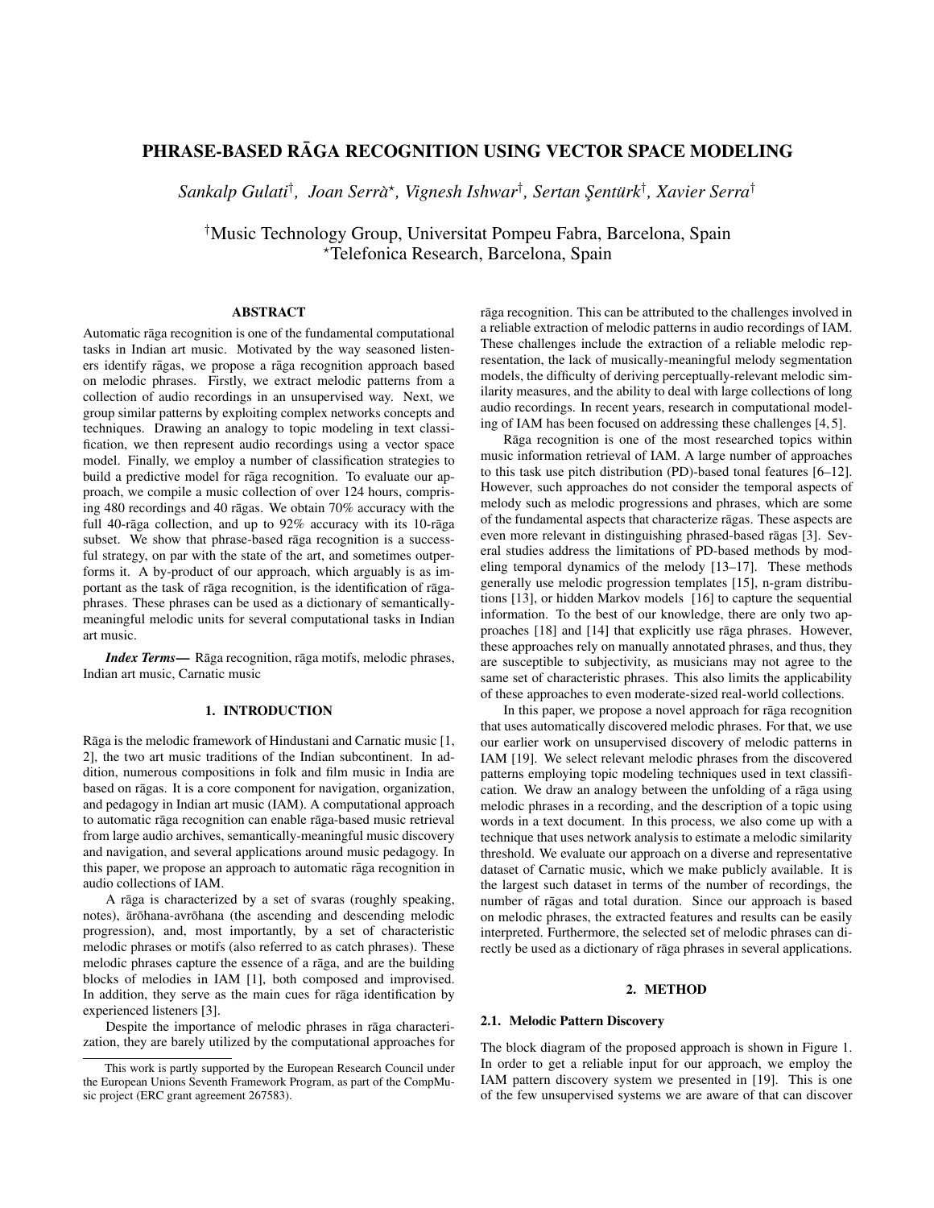# PHRASE-BASED RĀGA RECOGNITION USING VECTOR SPACE MODELING

*Sankalp Gulati*[†], *Joan Serrà*[⋆], *Vignesh Ishwar*[†], *Sertan Şentürk*[†], *Xavier Serra*[†]

[†]Music Technology Group, Universitat Pompeu Fabra, Barcelona, Spain
[⋆]Telefonica Research, Barcelona, Spain

## ABSTRACT

Automatic rāga recognition is one of the fundamental computational tasks in Indian art music. Motivated by the way seasoned listeners identify rāgas, we propose a rāga recognition approach based on melodic phrases. Firstly, we extract melodic patterns from a collection of audio recordings in an unsupervised way. Next, we group similar patterns by exploiting complex networks concepts and techniques. Drawing an analogy to topic modeling in text classification, we then represent audio recordings using a vector space model. Finally, we employ a number of classification strategies to build a predictive model for rāga recognition. To evaluate our approach, we compile a music collection of over 124 hours, comprising 480 recordings and 40 rāgas. We obtain 70% accuracy with the full 40-rāga collection, and up to 92% accuracy with its 10-rāga subset. We show that phrase-based rāga recognition is a successful strategy, on par with the state of the art, and sometimes outperforms it. A by-product of our approach, which arguably is as important as the task of rāga recognition, is the identification of rāga-phrases. These phrases can be used as a dictionary of semantically-meaningful melodic units for several computational tasks in Indian art music.

***Index Terms*—** Rāga recognition, rāga motifs, melodic phrases, Indian art music, Carnatic music

## 1. INTRODUCTION

Rāga is the melodic framework of Hindustani and Carnatic music [1, 2], the two art music traditions of the Indian subcontinent. In addition, numerous compositions in folk and film music in India are based on rāgas. It is a core component for navigation, organization, and pedagogy in Indian art music (IAM). A computational approach to automatic rāga recognition can enable rāga-based music retrieval from large audio archives, semantically-meaningful music discovery and navigation, and several applications around music pedagogy. In this paper, we propose an approach to automatic rāga recognition in audio collections of IAM.

A rāga is characterized by a set of svaras (roughly speaking, notes), ārōhana-avrōhana (the ascending and descending melodic progression), and, most importantly, by a set of characteristic melodic phrases or motifs (also referred to as catch phrases). These melodic phrases capture the essence of a rāga, and are the building blocks of melodies in IAM [1], both composed and improvised. In addition, they serve as the main cues for rāga identification by experienced listeners [3].

Despite the importance of melodic phrases in rāga characterization, they are barely utilized by the computational approaches for rāga recognition. This can be attributed to the challenges involved in a reliable extraction of melodic patterns in audio recordings of IAM. These challenges include the extraction of a reliable melodic representation, the lack of musically-meaningful melody segmentation models, the difficulty of deriving perceptually-relevant melodic similarity measures, and the ability to deal with large collections of long audio recordings. In recent years, research in computational modeling of IAM has been focused on addressing these challenges [4, 5].

Rāga recognition is one of the most researched topics within music information retrieval of IAM. A large number of approaches to this task use pitch distribution (PD)-based tonal features [6–12]. However, such approaches do not consider the temporal aspects of melody such as melodic progressions and phrases, which are some of the fundamental aspects that characterize rāgas. These aspects are even more relevant in distinguishing phrased-based rāgas [3]. Several studies address the limitations of PD-based methods by modeling temporal dynamics of the melody [13–17]. These methods generally use melodic progression templates [15], n-gram distributions [13], or hidden Markov models [16] to capture the sequential information. To the best of our knowledge, there are only two approaches [18] and [14] that explicitly use rāga phrases. However, these approaches rely on manually annotated phrases, and thus, they are susceptible to subjectivity, as musicians may not agree to the same set of characteristic phrases. This also limits the applicability of these approaches to even moderate-sized real-world collections.

In this paper, we propose a novel approach for rāga recognition that uses automatically discovered melodic phrases. For that, we use our earlier work on unsupervised discovery of melodic patterns in IAM [19]. We select relevant melodic phrases from the discovered patterns employing topic modeling techniques used in text classification. We draw an analogy between the unfolding of a rāga using melodic phrases in a recording, and the description of a topic using words in a text document. In this process, we also come up with a technique that uses network analysis to estimate a melodic similarity threshold. We evaluate our approach on a diverse and representative dataset of Carnatic music, which we make publicly available. It is the largest such dataset in terms of the number of recordings, the number of rāgas and total duration. Since our approach is based on melodic phrases, the extracted features and results can be easily interpreted. Furthermore, the selected set of melodic phrases can directly be used as a dictionary of rāga phrases in several applications.

## 2. METHOD

### 2.1. Melodic Pattern Discovery

The block diagram of the proposed approach is shown in Figure 1. In order to get a reliable input for our approach, we employ the IAM pattern discovery system we presented in [19]. This is one of the few unsupervised systems we are aware of that can discover

This work is partly supported by the European Research Council under the European Unions Seventh Framework Program, as part of the CompMusic project (ERC grant agreement 267583).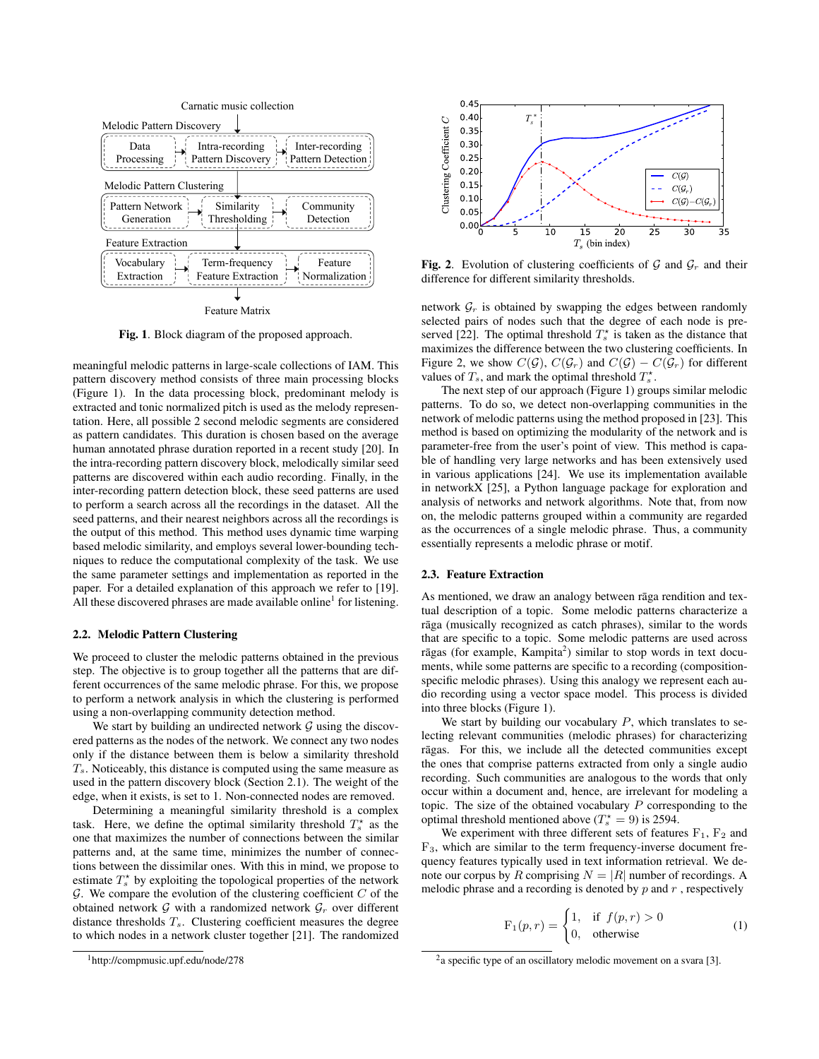Carnatic music collection

Melodic Pattern Discovery

Data Processing → Intra-recording Pattern Discovery → Inter-recording Pattern Detection

Melodic Pattern Clustering

Pattern Network Generation → Similarity Thresholding → Community Detection

Feature Extraction

Vocabulary Extraction → Term-frequency Feature Extraction → Feature Normalization

Feature Matrix

**Fig. 1**. Block diagram of the proposed approach.

meaningful melodic patterns in large-scale collections of IAM. This pattern discovery method consists of three main processing blocks (Figure 1). In the data processing block, predominant melody is extracted and tonic normalized pitch is used as the melody representation. Here, all possible 2 second melodic segments are considered as pattern candidates. This duration is chosen based on the average human annotated phrase duration reported in a recent study [20]. In the intra-recording pattern discovery block, melodically similar seed patterns are discovered within each audio recording. Finally, in the inter-recording pattern detection block, these seed patterns are used to perform a search across all the recordings in the dataset. All the seed patterns, and their nearest neighbors across all the recordings is the output of this method. This method uses dynamic time warping based melodic similarity, and employs several lower-bounding techniques to reduce the computational complexity of the task. We use the same parameter settings and implementation as reported in the paper. For a detailed explanation of this approach we refer to [19]. All these discovered phrases are made available online[1] for listening.

### 2.2. Melodic Pattern Clustering

We proceed to cluster the melodic patterns obtained in the previous step. The objective is to group together all the patterns that are different occurrences of the same melodic phrase. For this, we propose to perform a network analysis in which the clustering is performed using a non-overlapping community detection method.

We start by building an undirected network $\mathcal{G}$ using the discovered patterns as the nodes of the network. We connect any two nodes only if the distance between them is below a similarity threshold $T_s$. Noticeably, this distance is computed using the same measure as used in the pattern discovery block (Section 2.1). The weight of the edge, when it exists, is set to 1. Non-connected nodes are removed.

Determining a meaningful similarity threshold is a complex task. Here, we define the optimal similarity threshold $T_s^\star$ as the one that maximizes the number of connections between the similar patterns and, at the same time, minimizes the number of connections between the dissimilar ones. With this in mind, we propose to estimate $T_s^\star$ by exploiting the topological properties of the network $\mathcal{G}$. We compare the evolution of the clustering coefficient $C$ of the obtained network $\mathcal{G}$ with a randomized network $\mathcal{G}_r$ over different distance thresholds $T_s$. Clustering coefficient measures the degree to which nodes in a network cluster together [21]. The randomized network $\mathcal{G}_r$ is obtained by swapping the edges between randomly selected pairs of nodes such that the degree of each node is preserved [22]. The optimal threshold $T_s^\star$ is taken as the distance that maximizes the difference between the two clustering coefficients. In Figure 2, we show $C(\mathcal{G})$, $C(\mathcal{G}_r)$ and $C(\mathcal{G}) - C(\mathcal{G}_r)$ for different values of $T_s$, and mark the optimal threshold $T_s^\star$.

Clustering Coefficient $C$

0.45 0.40 0.35 0.30 0.25 0.20 0.15 0.10 0.05 0.00

$T_s^\star$

$C(\mathcal{G})$

$C(\mathcal{G}_r)$

$C(\mathcal{G})-C(\mathcal{G}_r)$

0 5 10 15 20 25 30 35

$T_s$ (bin index)

**Fig. 2**. Evolution of clustering coefficients of $\mathcal{G}$ and $\mathcal{G}_r$ and their difference for different similarity thresholds.

The next step of our approach (Figure 1) groups similar melodic patterns. To do so, we detect non-overlapping communities in the network of melodic patterns using the method proposed in [23]. This method is based on optimizing the modularity of the network and is parameter-free from the user's point of view. This method is capable of handling very large networks and has been extensively used in various applications [24]. We use its implementation available in networkX [25], a Python language package for exploration and analysis of networks and network algorithms. Note that, from now on, the melodic patterns grouped within a community are regarded as the occurrences of a single melodic phrase. Thus, a community essentially represents a melodic phrase or motif.

### 2.3. Feature Extraction

As mentioned, we draw an analogy between rāga rendition and textual description of a topic. Some melodic patterns characterize a rāga (musically recognized as catch phrases), similar to the words that are specific to a topic. Some melodic patterns are used across rāgas (for example, Kampita[2]) similar to stop words in text documents, while some patterns are specific to a recording (composition-specific melodic phrases). Using this analogy we represent each audio recording using a vector space model. This process is divided into three blocks (Figure 1).

We start by building our vocabulary $P$, which translates to selecting relevant communities (melodic phrases) for characterizing rāgas. For this, we include all the detected communities except the ones that comprise patterns extracted from only a single audio recording. Such communities are analogous to the words that only occur within a document and, hence, are irrelevant for modeling a topic. The size of the obtained vocabulary $P$ corresponding to the optimal threshold mentioned above ($T_s^\star = 9$) is 2594.

We experiment with three different sets of features $\mathrm{F}_1$, $\mathrm{F}_2$ and $\mathrm{F}_3$, which are similar to the term frequency-inverse document frequency features typically used in text information retrieval. We denote our corpus by $R$ comprising $N = |R|$ number of recordings. A melodic phrase and a recording is denoted by $p$ and $r$ , respectively

$$\mathrm{F}_1(p, r) = \begin{cases} 1, & \text{if } f(p, r) > 0 \\ 0, & \text{otherwise} \end{cases} \tag{1}$$

[1] http://compmusic.upf.edu/node/278

[2] a specific type of an oscillatory melodic movement on a svara [3].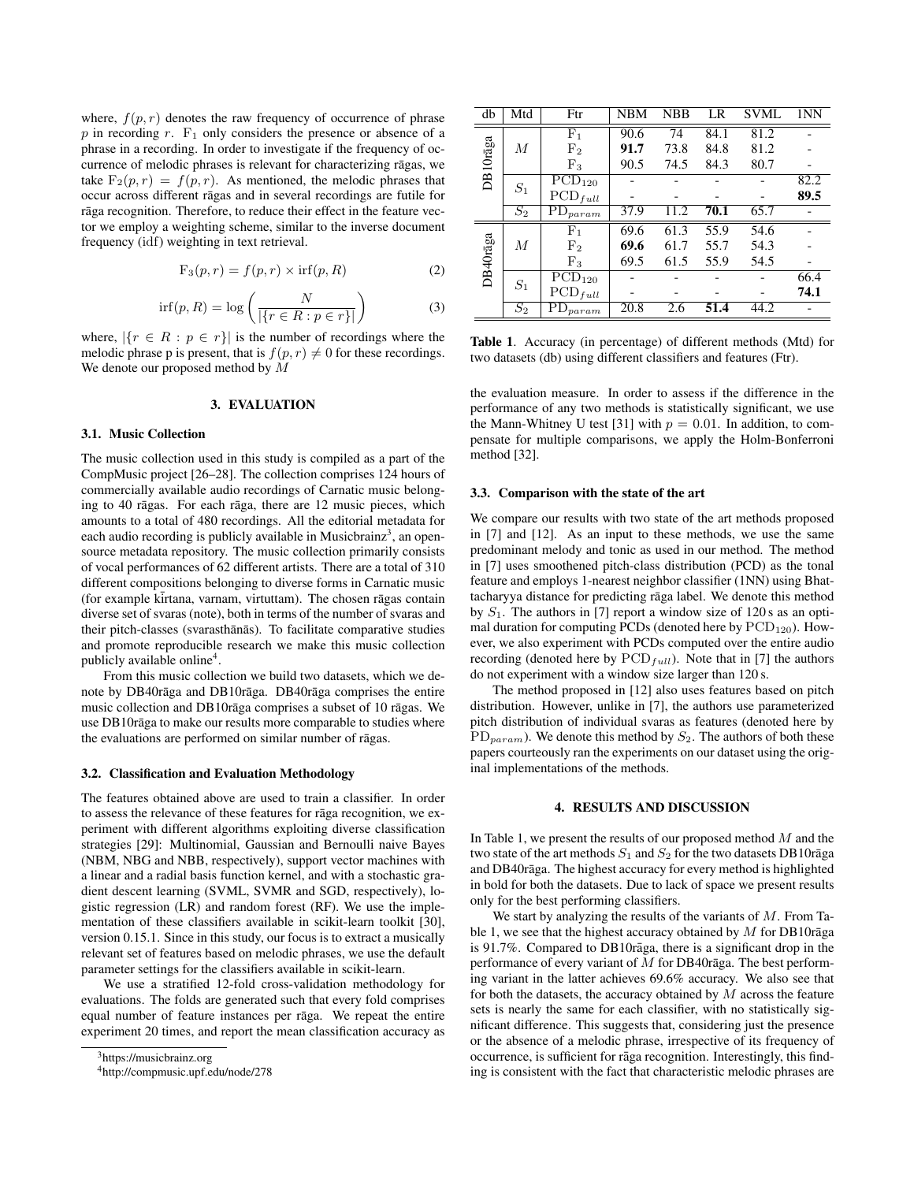where, $f(p, r)$ denotes the raw frequency of occurrence of phrase $p$ in recording $r$. $\mathrm{F}_1$ only considers the presence or absence of a phrase in a recording. In order to investigate if the frequency of occurrence of melodic phrases is relevant for characterizing rāgas, we take $\mathrm{F}_2(p, r) = f(p, r)$. As mentioned, the melodic phrases that occur across different rāgas and in several recordings are futile for rāga recognition. Therefore, to reduce their effect in the feature vector we employ a weighting scheme, similar to the inverse document frequency (idf) weighting in text retrieval.

$$\mathrm{F}_3(p, r) = f(p, r) \times \mathrm{irf}(p, R) \tag{2}$$

$$\mathrm{irf}(p, R) = \log\left(\frac{N}{|\{r \in R : p \in r\}|}\right) \tag{3}$$

where, $|\{r \in R : p \in r\}|$ is the number of recordings where the melodic phrase p is present, that is $f(p, r) \neq 0$ for these recordings. We denote our proposed method by $M$

## 3. EVALUATION

### 3.1. Music Collection

The music collection used in this study is compiled as a part of the CompMusic project [26–28]. The collection comprises 124 hours of commercially available audio recordings of Carnatic music belonging to 40 rāgas. For each rāga, there are 12 music pieces, which amounts to a total of 480 recordings. All the editorial metadata for each audio recording is publicly available in Musicbrainz[3], an open-source metadata repository. The music collection primarily consists of vocal performances of 62 different artists. There are a total of 310 different compositions belonging to diverse forms in Carnatic music (for example kīrtana, varnam, virtuttam). The chosen rāgas contain diverse set of svaras (note), both in terms of the number of svaras and their pitch-classes (svarasthānās). To facilitate comparative studies and promote reproducible research we make this music collection publicly available online[4].

From this music collection we build two datasets, which we denote by DB40rāga and DB10rāga. DB40rāga comprises the entire music collection and DB10rāga comprises a subset of 10 rāgas. We use DB10rāga to make our results more comparable to studies where the evaluations are performed on similar number of rāgas.

### 3.2. Classification and Evaluation Methodology

The features obtained above are used to train a classifier. In order to assess the relevance of these features for rāga recognition, we experiment with different algorithms exploiting diverse classification strategies [29]: Multinomial, Gaussian and Bernoulli naive Bayes (NBM, NBG and NBB, respectively), support vector machines with a linear and a radial basis function kernel, and with a stochastic gradient descent learning (SVML, SVMR and SGD, respectively), logistic regression (LR) and random forest (RF). We use the implementation of these classifiers available in scikit-learn toolkit [30], version 0.15.1. Since in this study, our focus is to extract a musically relevant set of features based on melodic phrases, we use the default parameter settings for the classifiers available in scikit-learn.

We use a stratified 12-fold cross-validation methodology for evaluations. The folds are generated such that every fold comprises equal number of feature instances per rāga. We repeat the entire experiment 20 times, and report the mean classification accuracy as

[3]https://musicbrainz.org

[4]http://compmusic.upf.edu/node/278

| db | Mtd | Ftr | NBM | NBB | LR | SVML | 1NN |
|---|---|---|---|---|---|---|---|
| DB10rāga | $M$ | $\mathrm{F}_1$ | 90.6 | 74 | 84.1 | 81.2 | - |
| | | $\mathrm{F}_2$ | **91.7** | 73.8 | 84.8 | 81.2 | - |
| | | $\mathrm{F}_3$ | 90.5 | 74.5 | 84.3 | 80.7 | - |
| | $S_1$ | $\mathrm{PCD}_{120}$ | - | - | - | - | 82.2 |
| | | $\mathrm{PCD}_{full}$ | - | - | - | - | **89.5** |
| | $S_2$ | $\mathrm{PD}_{param}$ | 37.9 | 11.2 | **70.1** | 65.7 | - |
| DB40rāga | $M$ | $\mathrm{F}_1$ | 69.6 | 61.3 | 55.9 | 54.6 | - |
| | | $\mathrm{F}_2$ | **69.6** | 61.7 | 55.7 | 54.3 | - |
| | | $\mathrm{F}_3$ | 69.5 | 61.5 | 55.9 | 54.5 | - |
| | $S_1$ | $\mathrm{PCD}_{120}$ | - | - | - | - | 66.4 |
| | | $\mathrm{PCD}_{full}$ | - | - | - | - | **74.1** |
| | $S_2$ | $\mathrm{PD}_{param}$ | 20.8 | 2.6 | **51.4** | 44.2 | - |

**Table 1**. Accuracy (in percentage) of different methods (Mtd) for two datasets (db) using different classifiers and features (Ftr).

the evaluation measure. In order to assess if the difference in the performance of any two methods is statistically significant, we use the Mann-Whitney U test [31] with $p = 0.01$. In addition, to compensate for multiple comparisons, we apply the Holm-Bonferroni method [32].

### 3.3. Comparison with the state of the art

We compare our results with two state of the art methods proposed in [7] and [12]. As an input to these methods, we use the same predominant melody and tonic as used in our method. The method in [7] uses smoothened pitch-class distribution (PCD) as the tonal feature and employs 1-nearest neighbor classifier (1NN) using Bhattacharyya distance for predicting rāga label. We denote this method by $S_1$. The authors in [7] report a window size of 120 s as an optimal duration for computing PCDs (denoted here by $\mathrm{PCD}_{120}$). However, we also experiment with PCDs computed over the entire audio recording (denoted here by $\mathrm{PCD}_{full}$). Note that in [7] the authors do not experiment with a window size larger than 120 s.

The method proposed in [12] also uses features based on pitch distribution. However, unlike in [7], the authors use parameterized pitch distribution of individual svaras as features (denoted here by $\mathrm{PD}_{param}$). We denote this method by $S_2$. The authors of both these papers courteously ran the experiments on our dataset using the original implementations of the methods.

## 4. RESULTS AND DISCUSSION

In Table 1, we present the results of our proposed method $M$ and the two state of the art methods $S_1$ and $S_2$ for the two datasets DB10rāga and DB40rāga. The highest accuracy for every method is highlighted in bold for both the datasets. Due to lack of space we present results only for the best performing classifiers.

We start by analyzing the results of the variants of $M$. From Table 1, we see that the highest accuracy obtained by $M$ for DB10rāga is 91.7%. Compared to DB10rāga, there is a significant drop in the performance of every variant of $M$ for DB40rāga. The best performing variant in the latter achieves 69.6% accuracy. We also see that for both the datasets, the accuracy obtained by $M$ across the feature sets is nearly the same for each classifier, with no statistically significant difference. This suggests that, considering just the presence or the absence of a melodic phrase, irrespective of its frequency of occurrence, is sufficient for rāga recognition. Interestingly, this finding is consistent with the fact that characteristic melodic phrases are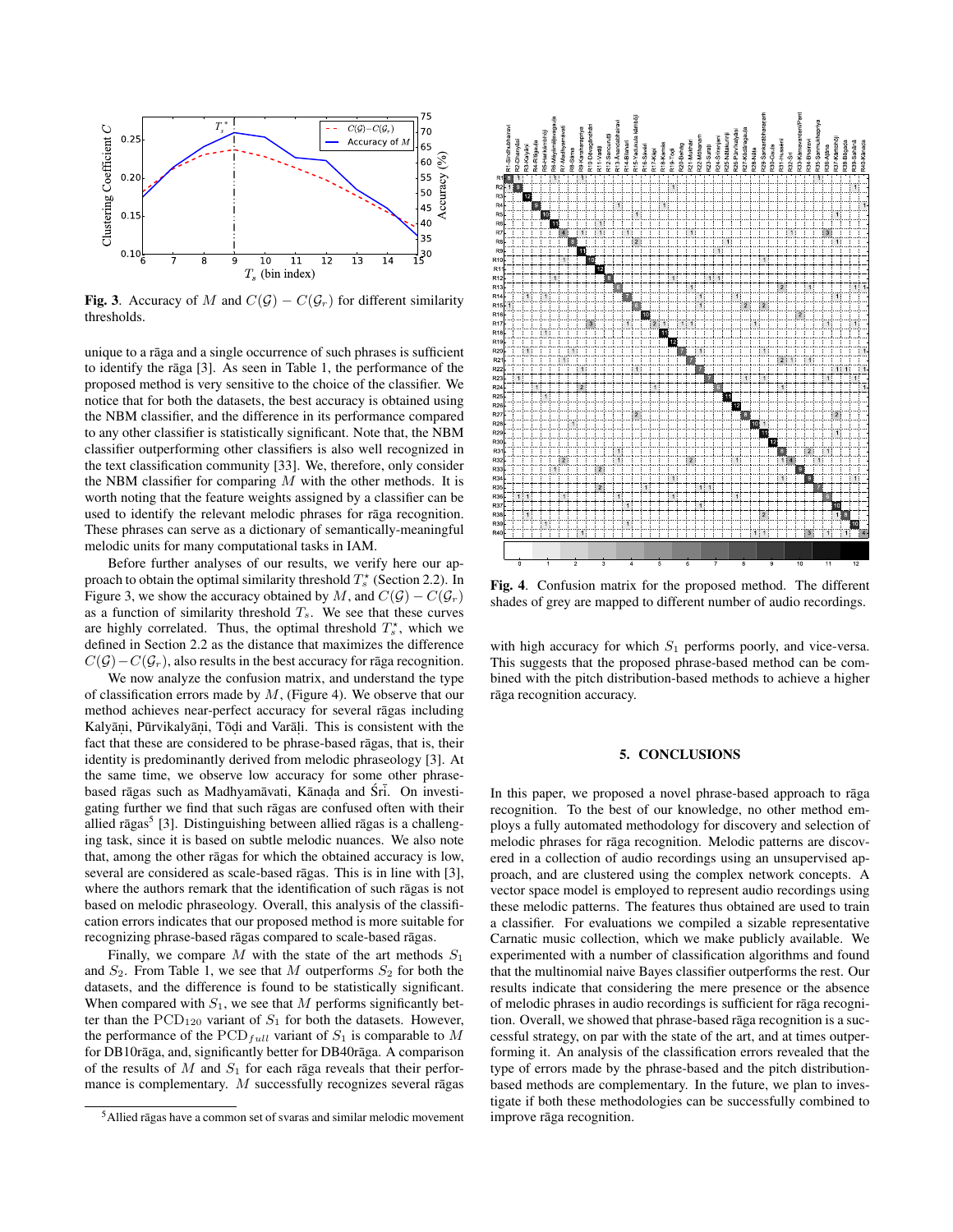$T_s^*$

75

70

65

60

55

50

45

40

35

30

0.25

0.20

0.15

0.10

6 7 8 9 10 11 12 13 14 15

$T_s$ (bin index)

Clustering Coefficient $C$

Accuracy (%)

$C(\mathcal{G})-C(\mathcal{G}_r)$

Accuracy of $M$

**Fig. 3**. Accuracy of $M$ and $C(\mathcal{G}) - C(\mathcal{G}_r)$ for different similarity thresholds.

unique to a rāga and a single occurrence of such phrases is sufficient to identify the rāga [3]. As seen in Table 1, the performance of the proposed method is very sensitive to the choice of the classifier. We notice that for both the datasets, the best accuracy is obtained using the NBM classifier, and the difference in its performance compared to any other classifier is statistically significant. Note that, the NBM classifier outperforming other classifiers is also well recognized in the text classification community [33]. We, therefore, only consider the NBM classifier for comparing $M$ with the other methods. It is worth noting that the feature weights assigned by a classifier can be used to identify the relevant melodic phrases for rāga recognition. These phrases can serve as a dictionary of semantically-meaningful melodic units for many computational tasks in IAM.

Before further analyses of our results, we verify here our approach to obtain the optimal similarity threshold $T_s^*$ (Section 2.2). In Figure 3, we show the accuracy obtained by $M$, and $C(\mathcal{G}) - C(\mathcal{G}_r)$ as a function of similarity threshold $T_s$. We see that these curves are highly correlated. Thus, the optimal threshold $T_s^*$, which we defined in Section 2.2 as the distance that maximizes the difference $C(\mathcal{G}) - C(\mathcal{G}_r)$, also results in the best accuracy for rāga recognition.

We now analyze the confusion matrix, and understand the type of classification errors made by $M$, (Figure 4). We observe that our method achieves near-perfect accuracy for several rāgas including Kalyāṇi, Pūrvikalyāṇi, Tōḍi and Varāḷi. This is consistent with the fact that these are considered to be phrase-based rāgas, that is, their identity is predominantly derived from melodic phraseology [3]. At the same time, we observe low accuracy for some other phrase-based rāgas such as Madhyamāvati, Kānaḍa and Śrī. On investigating further we find that such rāgas are confused often with their allied rāgas[5] [3]. Distinguishing between allied rāgas is a challenging task, since it is based on subtle melodic nuances. We also note that, among the other rāgas for which the obtained accuracy is low, several are considered as scale-based rāgas. This is in line with [3], where the authors remark that the identification of such rāgas is not based on melodic phraseology. Overall, this analysis of the classification errors indicates that our proposed method is more suitable for recognizing phrase-based rāgas compared to scale-based rāgas.

Finally, we compare $M$ with the state of the art methods $S_1$ and $S_2$. From Table 1, we see that $M$ outperforms $S_2$ for both the datasets, and the difference is found to be statistically significant. When compared with $S_1$, we see that $M$ performs significantly better than the $\mathrm{PCD}_{120}$ variant of $S_1$ for both the datasets. However, the performance of the $\mathrm{PCD}_{full}$ variant of $S_1$ is comparable to $M$ for DB10rāga, and, significantly better for DB40rāga. A comparison of the results of $M$ and $S_1$ for each rāga reveals that their performance is complementary. $M$ successfully recognizes several rāgas

[5] Allied rāgas have a common set of svaras and similar melodic movement

R1-Sindhubhairavi R2-Dhanyāsi R3-Kalyāṇi R4-Rītigauḷa R5-Harikāmbhōji R6-Māyamāḷavagauḷa R7-Madhyamāvati R8-Sāma R9-Karaharapriya R10-Dēvagāndhāri R11-Varāḷi R12-Saurāṣṭram R13-Ānandabhairavi R14-Bilahari R15-Yadukula kāmbōji R16-Sāvēri R17-Kēdāraṁ R18-Kamās R19-Tōḍi R20-Bēgaḍa R21-Mukhāri R22-Mōhanaṁ R23-Surati R24-Śrīranjani R25-Nāṭakurinji R26-Pūrvīkaḷyāṇi R27-Kēdāragauḷa R28-Nāṭa R29-Śankarābharaṇaṁ R30-Gauḷa R31-Hussēnī R32-Śrī R33-Kāmavardani/Pantu R34-Bhairavi R35-Ṣaṇmukhapriya R36-Aṭāna R37-Kāmbhōji R38-Bēgaḍa R39-Sahānā R40-Kānaḍa

0 1 2 3 4 5 6 7 8 9 10 11 12

**Fig. 4**. Confusion matrix for the proposed method. The different shades of grey are mapped to different number of audio recordings.

with high accuracy for which $S_1$ performs poorly, and vice-versa. This suggests that the proposed phrase-based method can be combined with the pitch distribution-based methods to achieve a higher rāga recognition accuracy.

## 5. CONCLUSIONS

In this paper, we proposed a novel phrase-based approach to rāga recognition. To the best of our knowledge, no other method employs a fully automated methodology for discovery and selection of melodic phrases for rāga recognition. Melodic patterns are discovered in a collection of audio recordings using an unsupervised approach, and are clustered using the complex network concepts. A vector space model is employed to represent audio recordings using these melodic patterns. The features thus obtained are used to train a classifier. For evaluations we compiled a sizable representative Carnatic music collection, which we make publicly available. We experimented with a number of classification algorithms and found that the multinomial naive Bayes classifier outperforms the rest. Our results indicate that considering the mere presence or the absence of melodic phrases in audio recordings is sufficient for rāga recognition. Overall, we showed that phrase-based rāga recognition is a successful strategy, on par with the state of the art, and at times outperforming it. An analysis of the classification errors revealed that the type of errors made by the phrase-based and the pitch distribution-based methods are complementary. In the future, we plan to investigate if both these methodologies can be successfully combined to improve rāga recognition.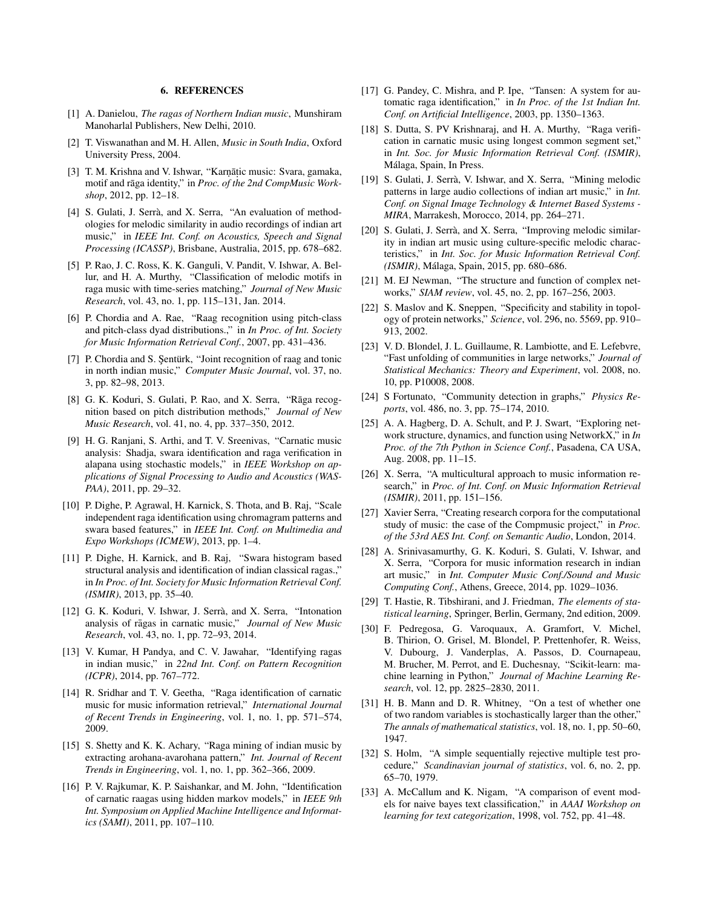## 6. REFERENCES

[1] A. Danielou, *The ragas of Northern Indian music*, Munshiram Manoharlal Publishers, New Delhi, 2010.

[2] T. Viswanathan and M. H. Allen, *Music in South India*, Oxford University Press, 2004.

[3] T. M. Krishna and V. Ishwar, "Karṇāṭic music: Svara, gamaka, motif and rāga identity," in *Proc. of the 2nd CompMusic Workshop*, 2012, pp. 12–18.

[4] S. Gulati, J. Serrà, and X. Serra, "An evaluation of methodologies for melodic similarity in audio recordings of indian art music," in *IEEE Int. Conf. on Acoustics, Speech and Signal Processing (ICASSP)*, Brisbane, Australia, 2015, pp. 678–682.

[5] P. Rao, J. C. Ross, K. K. Ganguli, V. Pandit, V. Ishwar, A. Bellur, and H. A. Murthy, "Classification of melodic motifs in raga music with time-series matching," *Journal of New Music Research*, vol. 43, no. 1, pp. 115–131, Jan. 2014.

[6] P. Chordia and A. Rae, "Raag recognition using pitch-class and pitch-class dyad distributions.," in *In Proc. of Int. Society for Music Information Retrieval Conf.*, 2007, pp. 431–436.

[7] P. Chordia and S. Şentürk, "Joint recognition of raag and tonic in north indian music," *Computer Music Journal*, vol. 37, no. 3, pp. 82–98, 2013.

[8] G. K. Koduri, S. Gulati, P. Rao, and X. Serra, "Rāga recognition based on pitch distribution methods," *Journal of New Music Research*, vol. 41, no. 4, pp. 337–350, 2012.

[9] H. G. Ranjani, S. Arthi, and T. V. Sreenivas, "Carnatic music analysis: Shadja, swara identification and raga verification in alapana using stochastic models," in *IEEE Workshop on applications of Signal Processing to Audio and Acoustics (WASPAA)*, 2011, pp. 29–32.

[10] P. Dighe, P. Agrawal, H. Karnick, S. Thota, and B. Raj, "Scale independent raga identification using chromagram patterns and swara based features," in *IEEE Int. Conf. on Multimedia and Expo Workshops (ICMEW)*, 2013, pp. 1–4.

[11] P. Dighe, H. Karnick, and B. Raj, "Swara histogram based structural analysis and identification of indian classical ragas.," in *In Proc. of Int. Society for Music Information Retrieval Conf. (ISMIR)*, 2013, pp. 35–40.

[12] G. K. Koduri, V. Ishwar, J. Serrà, and X. Serra, "Intonation analysis of rāgas in carnatic music," *Journal of New Music Research*, vol. 43, no. 1, pp. 72–93, 2014.

[13] V. Kumar, H Pandya, and C. V. Jawahar, "Identifying ragas in indian music," in *22nd Int. Conf. on Pattern Recognition (ICPR)*, 2014, pp. 767–772.

[14] R. Sridhar and T. V. Geetha, "Raga identification of carnatic music for music information retrieval," *International Journal of Recent Trends in Engineering*, vol. 1, no. 1, pp. 571–574, 2009.

[15] S. Shetty and K. K. Achary, "Raga mining of indian music by extracting arohana-avarohana pattern," *Int. Journal of Recent Trends in Engineering*, vol. 1, no. 1, pp. 362–366, 2009.

[16] P. V. Rajkumar, K. P. Saishankar, and M. John, "Identification of carnatic raagas using hidden markov models," in *IEEE 9th Int. Symposium on Applied Machine Intelligence and Informatics (SAMI)*, 2011, pp. 107–110.

[17] G. Pandey, C. Mishra, and P. Ipe, "Tansen: A system for automatic raga identification," in *In Proc. of the 1st Indian Int. Conf. on Artificial Intelligence*, 2003, pp. 1350–1363.

[18] S. Dutta, S. PV Krishnaraj, and H. A. Murthy, "Raga verification in carnatic music using longest common segment set," in *Int. Soc. for Music Information Retrieval Conf. (ISMIR)*, Málaga, Spain, In Press.

[19] S. Gulati, J. Serrà, V. Ishwar, and X. Serra, "Mining melodic patterns in large audio collections of indian art music," in *Int. Conf. on Signal Image Technology & Internet Based Systems - MIRA*, Marrakesh, Morocco, 2014, pp. 264–271.

[20] S. Gulati, J. Serrà, and X. Serra, "Improving melodic similarity in indian art music using culture-specific melodic characteristics," in *Int. Soc. for Music Information Retrieval Conf. (ISMIR)*, Málaga, Spain, 2015, pp. 680–686.

[21] M. EJ Newman, "The structure and function of complex networks," *SIAM review*, vol. 45, no. 2, pp. 167–256, 2003.

[22] S. Maslov and K. Sneppen, "Specificity and stability in topology of protein networks," *Science*, vol. 296, no. 5569, pp. 910–913, 2002.

[23] V. D. Blondel, J. L. Guillaume, R. Lambiotte, and E. Lefebvre, "Fast unfolding of communities in large networks," *Journal of Statistical Mechanics: Theory and Experiment*, vol. 2008, no. 10, pp. P10008, 2008.

[24] S Fortunato, "Community detection in graphs," *Physics Reports*, vol. 486, no. 3, pp. 75–174, 2010.

[25] A. A. Hagberg, D. A. Schult, and P. J. Swart, "Exploring network structure, dynamics, and function using NetworkX," in *In Proc. of the 7th Python in Science Conf.*, Pasadena, CA USA, Aug. 2008, pp. 11–15.

[26] X. Serra, "A multicultural approach to music information research," in *Proc. of Int. Conf. on Music Information Retrieval (ISMIR)*, 2011, pp. 151–156.

[27] Xavier Serra, "Creating research corpora for the computational study of music: the case of the Compmusic project," in *Proc. of the 53rd AES Int. Conf. on Semantic Audio*, London, 2014.

[28] A. Srinivasamurthy, G. K. Koduri, S. Gulati, V. Ishwar, and X. Serra, "Corpora for music information research in indian art music," in *Int. Computer Music Conf./Sound and Music Computing Conf.*, Athens, Greece, 2014, pp. 1029–1036.

[29] T. Hastie, R. Tibshirani, and J. Friedman, *The elements of statistical learning*, Springer, Berlin, Germany, 2nd edition, 2009.

[30] F. Pedregosa, G. Varoquaux, A. Gramfort, V. Michel, B. Thirion, O. Grisel, M. Blondel, P. Prettenhofer, R. Weiss, V. Dubourg, J. Vanderplas, A. Passos, D. Cournapeau, M. Brucher, M. Perrot, and E. Duchesnay, "Scikit-learn: machine learning in Python," *Journal of Machine Learning Research*, vol. 12, pp. 2825–2830, 2011.

[31] H. B. Mann and D. R. Whitney, "On a test of whether one of two random variables is stochastically larger than the other," *The annals of mathematical statistics*, vol. 18, no. 1, pp. 50–60, 1947.

[32] S. Holm, "A simple sequentially rejective multiple test procedure," *Scandinavian journal of statistics*, vol. 6, no. 2, pp. 65–70, 1979.

[33] A. McCallum and K. Nigam, "A comparison of event models for naive bayes text classification," in *AAAI Workshop on learning for text categorization*, 1998, vol. 752, pp. 41–48.